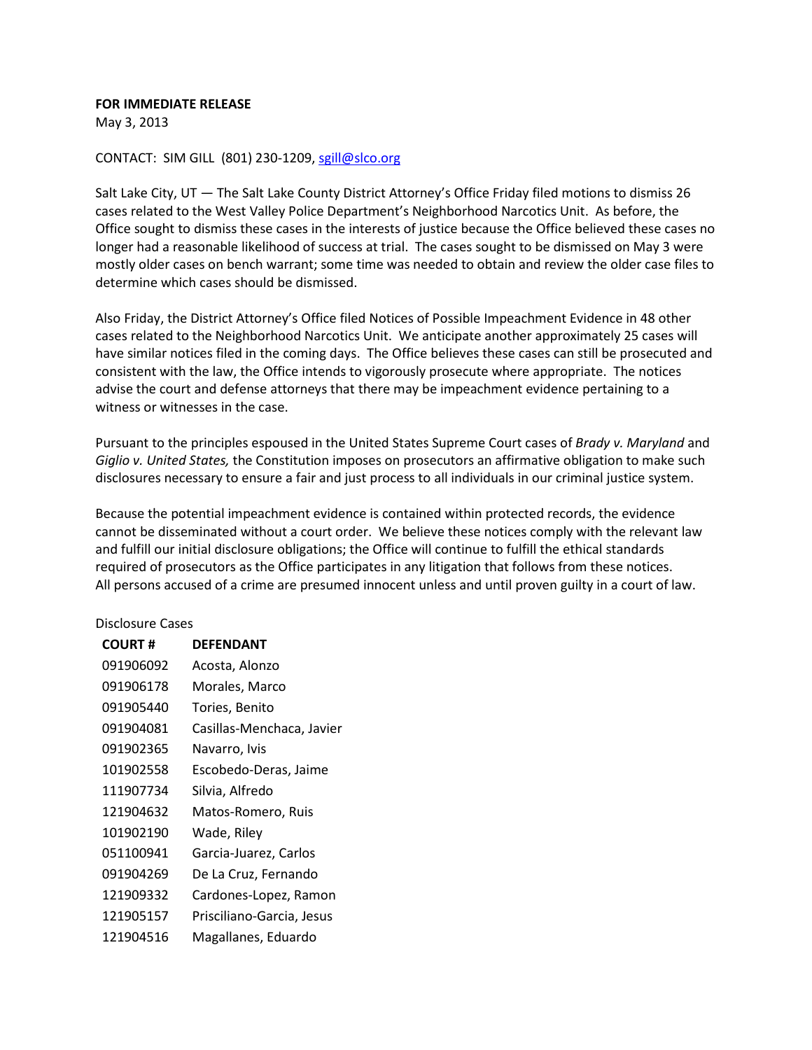**FOR IMMEDIATE RELEASE**
May 3, 2013

CONTACT: SIM GILL (801) 230-1209, sgill@slco.org

Salt Lake City, UT — The Salt Lake County District Attorney's Office Friday filed motions to dismiss 26 cases related to the West Valley Police Department's Neighborhood Narcotics Unit. As before, the Office sought to dismiss these cases in the interests of justice because the Office believed these cases no longer had a reasonable likelihood of success at trial. The cases sought to be dismissed on May 3 were mostly older cases on bench warrant; some time was needed to obtain and review the older case files to determine which cases should be dismissed.

Also Friday, the District Attorney's Office filed Notices of Possible Impeachment Evidence in 48 other cases related to the Neighborhood Narcotics Unit. We anticipate another approximately 25 cases will have similar notices filed in the coming days. The Office believes these cases can still be prosecuted and consistent with the law, the Office intends to vigorously prosecute where appropriate. The notices advise the court and defense attorneys that there may be impeachment evidence pertaining to a witness or witnesses in the case.

Pursuant to the principles espoused in the United States Supreme Court cases of *Brady v. Maryland* and *Giglio v. United States,* the Constitution imposes on prosecutors an affirmative obligation to make such disclosures necessary to ensure a fair and just process to all individuals in our criminal justice system.

Because the potential impeachment evidence is contained within protected records, the evidence cannot be disseminated without a court order. We believe these notices comply with the relevant law and fulfill our initial disclosure obligations; the Office will continue to fulfill the ethical standards required of prosecutors as the Office participates in any litigation that follows from these notices.
All persons accused of a crime are presumed innocent unless and until proven guilty in a court of law.

Disclosure Cases

| COURT # | DEFENDANT |
|---|---|
| 091906092 | Acosta, Alonzo |
| 091906178 | Morales, Marco |
| 091905440 | Tories, Benito |
| 091904081 | Casillas-Menchaca, Javier |
| 091902365 | Navarro, Ivis |
| 101902558 | Escobedo-Deras, Jaime |
| 111907734 | Silvia, Alfredo |
| 121904632 | Matos-Romero, Ruis |
| 101902190 | Wade, Riley |
| 051100941 | Garcia-Juarez, Carlos |
| 091904269 | De La Cruz, Fernando |
| 121909332 | Cardones-Lopez, Ramon |
| 121905157 | Prisciliano-Garcia, Jesus |
| 121904516 | Magallanes, Eduardo |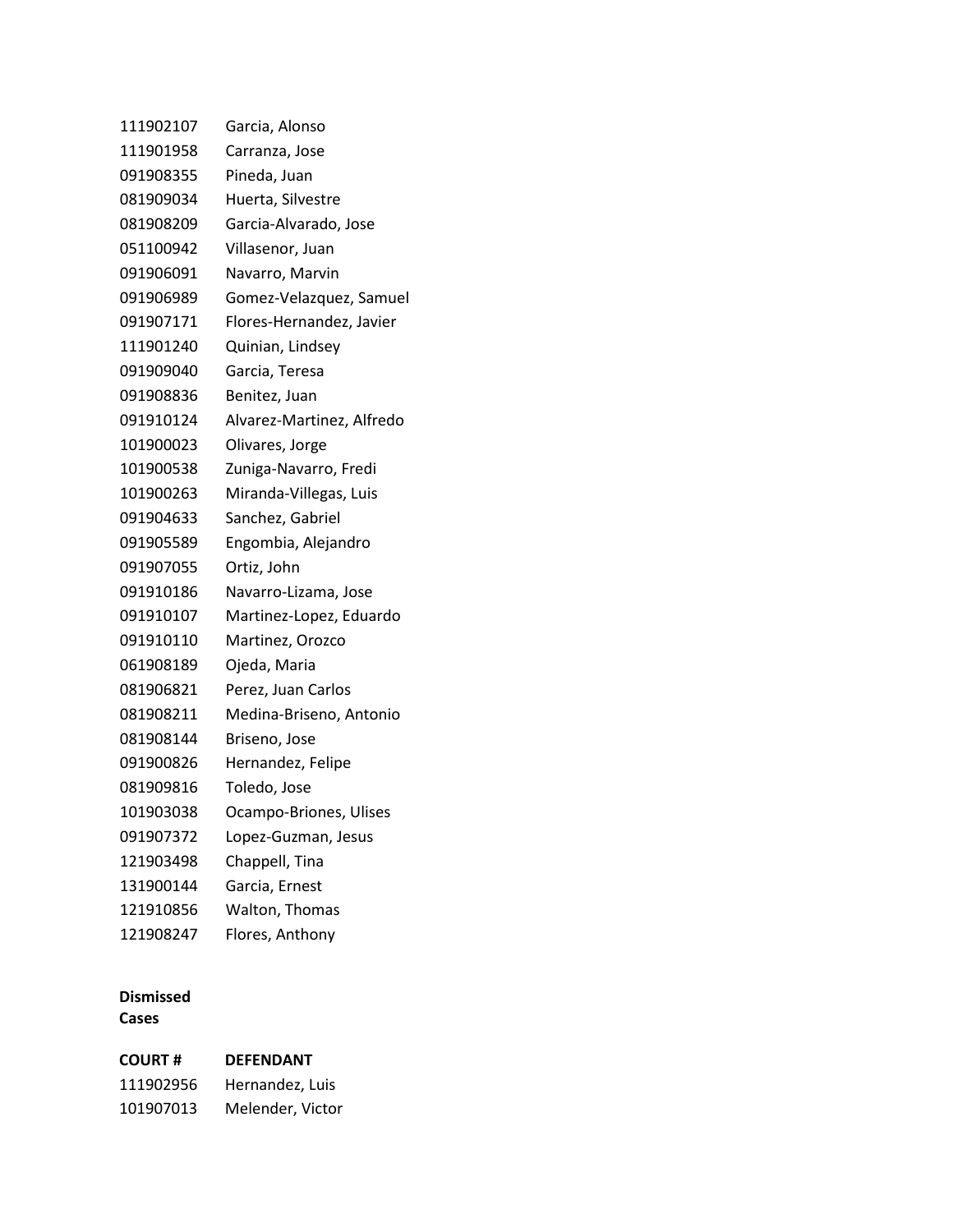| | |
|---|---|
| 111902107 | Garcia, Alonso |
| 111901958 | Carranza, Jose |
| 091908355 | Pineda, Juan |
| 081909034 | Huerta, Silvestre |
| 081908209 | Garcia-Alvarado, Jose |
| 051100942 | Villasenor, Juan |
| 091906091 | Navarro, Marvin |
| 091906989 | Gomez-Velazquez, Samuel |
| 091907171 | Flores-Hernandez, Javier |
| 111901240 | Quinian, Lindsey |
| 091909040 | Garcia, Teresa |
| 091908836 | Benitez, Juan |
| 091910124 | Alvarez-Martinez, Alfredo |
| 101900023 | Olivares, Jorge |
| 101900538 | Zuniga-Navarro, Fredi |
| 101900263 | Miranda-Villegas, Luis |
| 091904633 | Sanchez, Gabriel |
| 091905589 | Engombia, Alejandro |
| 091907055 | Ortiz, John |
| 091910186 | Navarro-Lizama, Jose |
| 091910107 | Martinez-Lopez, Eduardo |
| 091910110 | Martinez, Orozco |
| 061908189 | Ojeda, Maria |
| 081906821 | Perez, Juan Carlos |
| 081908211 | Medina-Briseno, Antonio |
| 081908144 | Briseno, Jose |
| 091900826 | Hernandez, Felipe |
| 081909816 | Toledo, Jose |
| 101903038 | Ocampo-Briones, Ulises |
| 091907372 | Lopez-Guzman, Jesus |
| 121903498 | Chappell, Tina |
| 131900144 | Garcia, Ernest |
| 121910856 | Walton, Thomas |
| 121908247 | Flores, Anthony |

**Dismissed Cases**

| COURT # | DEFENDANT |
|---|---|
| 111902956 | Hernandez, Luis |
| 101907013 | Melender, Victor |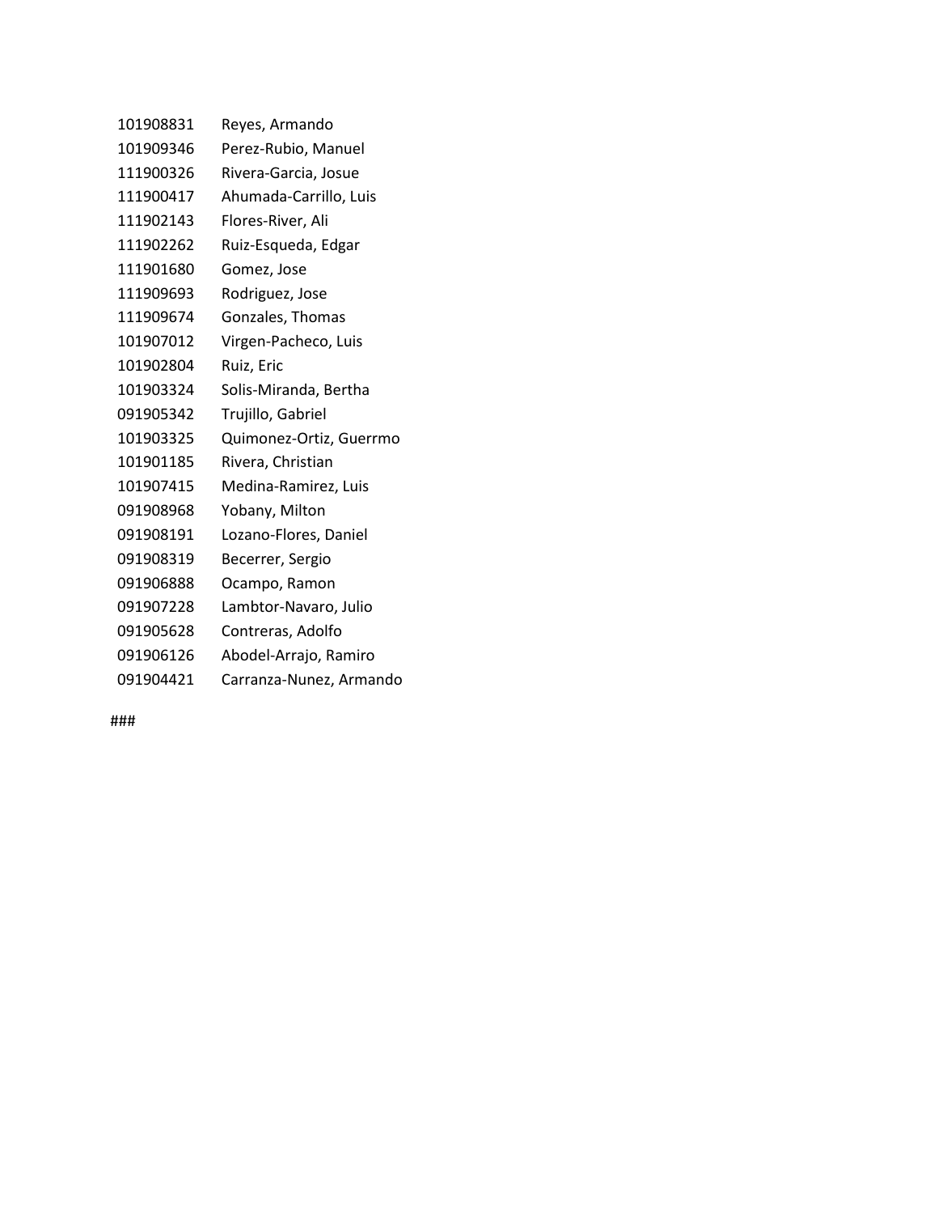| | |
|---|---|
| 101908831 | Reyes, Armando |
| 101909346 | Perez-Rubio, Manuel |
| 111900326 | Rivera-Garcia, Josue |
| 111900417 | Ahumada-Carrillo, Luis |
| 111902143 | Flores-River, Ali |
| 111902262 | Ruiz-Esqueda, Edgar |
| 111901680 | Gomez, Jose |
| 111909693 | Rodriguez, Jose |
| 111909674 | Gonzales, Thomas |
| 101907012 | Virgen-Pacheco, Luis |
| 101902804 | Ruiz, Eric |
| 101903324 | Solis-Miranda, Bertha |
| 091905342 | Trujillo, Gabriel |
| 101903325 | Quimonez-Ortiz, Guerrmo |
| 101901185 | Rivera, Christian |
| 101907415 | Medina-Ramirez, Luis |
| 091908968 | Yobany, Milton |
| 091908191 | Lozano-Flores, Daniel |
| 091908319 | Becerrer, Sergio |
| 091906888 | Ocampo, Ramon |
| 091907228 | Lambtor-Navaro, Julio |
| 091905628 | Contreras, Adolfo |
| 091906126 | Abodel-Arrajo, Ramiro |
| 091904421 | Carranza-Nunez, Armando |

###